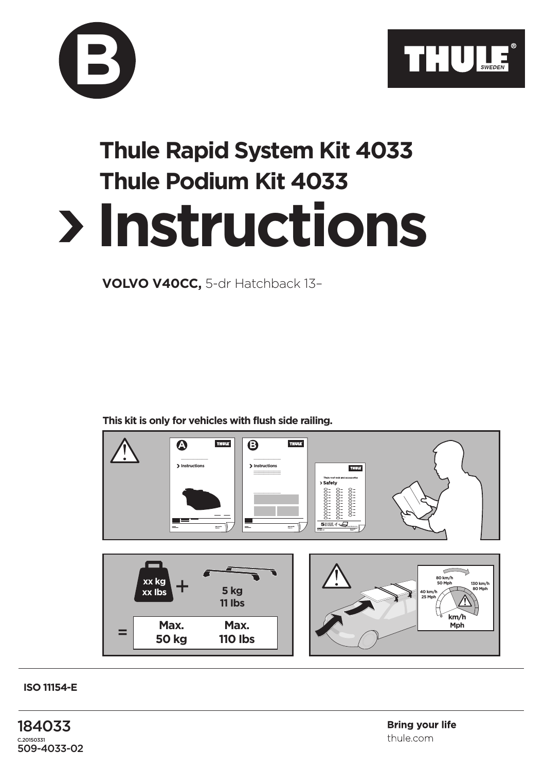B

THULE SWEDEN

# Thule Rapid System Kit 4033
# Thule Podium Kit 4033
# › Instructions

**VOLVO V40CC,** 5-dr Hatchback 13–

**This kit is only for vehicles with flush side railing.**

xx kg
xx lbs
+
5 kg
11 lbs
=
Max. 50 kg Max. 110 lbs

80 km/h
50 Mph
40 km/h
25 Mph
130 km/h
80 Mph
km/h
Mph

**ISO 11154-E**

184033
C.20150331
509-4033-02

**Bring your life**
thule.com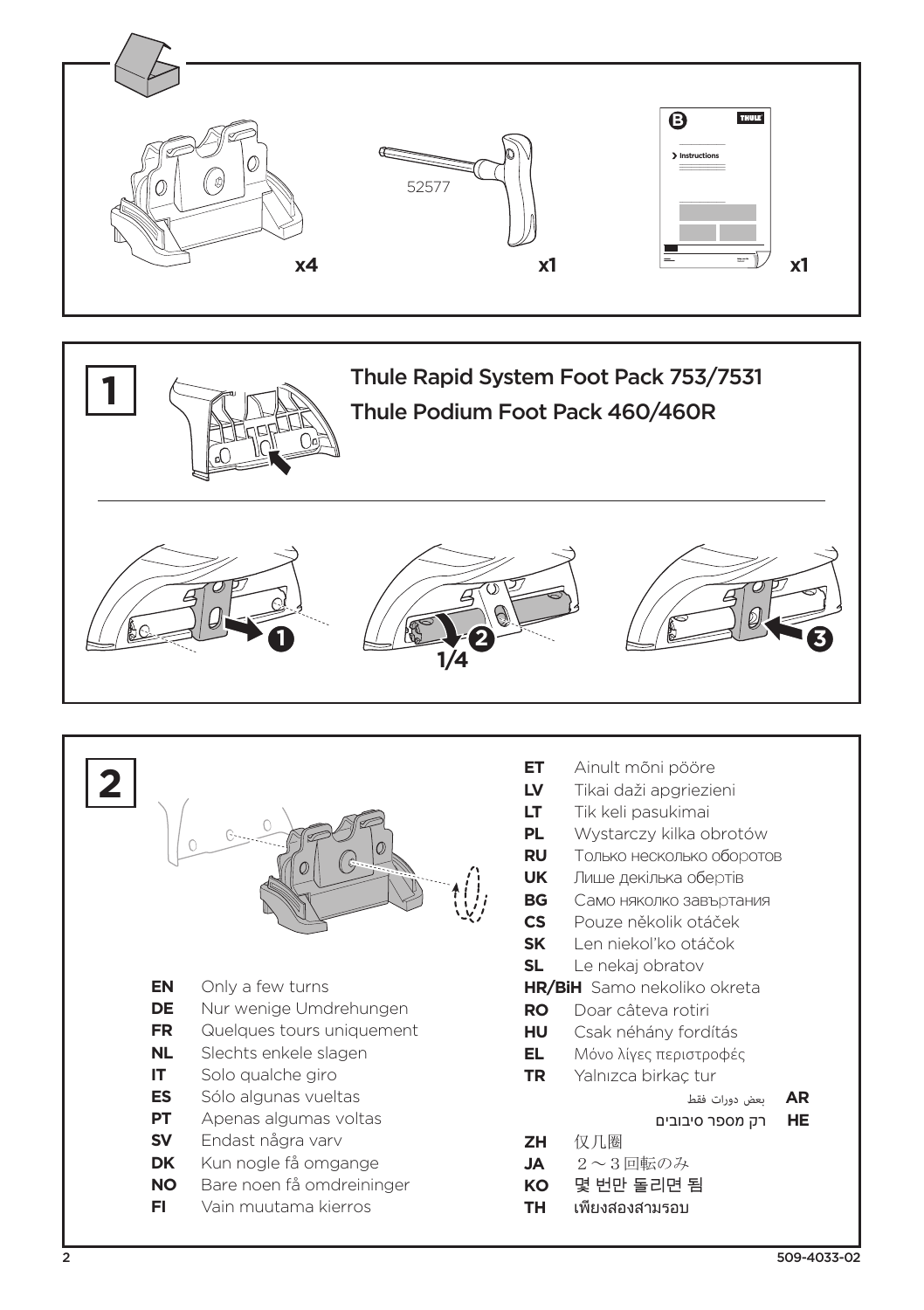52577

x4 x1 x1

**1**

Thule Rapid System Foot Pack 753/7531

Thule Podium Foot Pack 460/460R

1/4

**2**

**EN** Only a few turns
**DE** Nur wenige Umdrehungen
**FR** Quelques tours uniquement
**NL** Slechts enkele slagen
**IT** Solo qualche giro
**ES** Sólo algunas vueltas
**PT** Apenas algumas voltas
**SV** Endast några varv
**DK** Kun nogle få omgange
**NO** Bare noen få omdreininger
**FI** Vain muutama kierros
**ET** Ainult mõni pööre
**LV** Tikai daži apgriezieni
**LT** Tik keli pasukimai
**PL** Wystarczy kilka obrotów
**RU** Только несколько оборотов
**UK** Лише декілька обертів
**BG** Само няколко завъртания
**CS** Pouze několik otáček
**SK** Len niekoľko otáčok
**SL** Le nekaj obratov
**HR/BiH** Samo nekoliko okreta
**RO** Doar câteva rotiri
**HU** Csak néhány fordítás
**EL** Μόνο λίγες περιστροφές
**TR** Yalnızca birkaç tur
**AR** بعض دورات فقط
**HE** רק מספר סיבובים
**ZH** 仅几圈
**JA** 2～3回転のみ
**KO** 몇 번만 돌리면 됨
**TH** เพียงสองสามรอบ

509-4033-02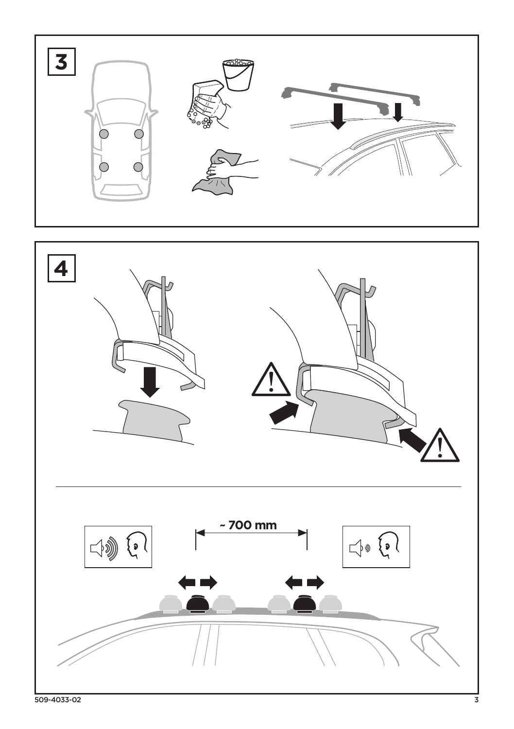**3**

**4**

~ 700 mm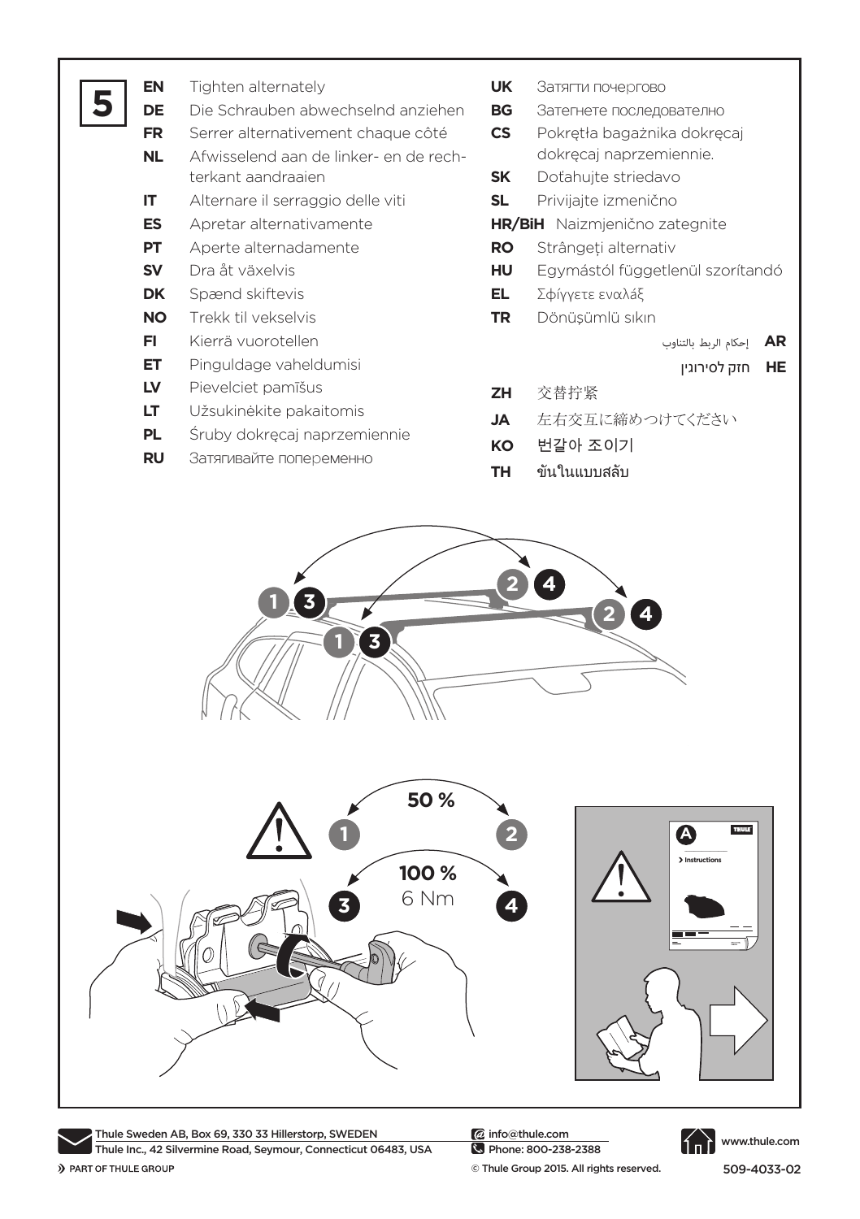## 5

**EN** Tighten alternately
**DE** Die Schrauben abwechselnd anziehen
**FR** Serrer alternativement chaque côté
**NL** Afwisselend aan de linker- en de rechterkant aandraaien
**IT** Alternare il serraggio delle viti
**ES** Apretar alternativamente
**PT** Aperte alternadamente
**SV** Dra åt växelvis
**DK** Spænd skiftevis
**NO** Trekk til vekselvis
**FI** Kierrä vuorotellen
**ET** Pinguldage vaheldumisi
**LV** Pievelciet pamīšus
**LT** Užsukinėkite pakaitomis
**PL** Śruby dokręcaj naprzemiennie
**RU** Затягивайте попеременно
**UK** Затягти почергово
**BG** Затегнете последователно
**CS** Pokrętła bagażnika dokręcaj dokręcaj naprzemiennie.
**SK** Doťahujte striedavo
**SL** Privijajte izmenično
**HR/BiH** Naizmjenično zategnite
**RO** Strângeți alternativ
**HU** Egymástól függetlenül szorítandó
**EL** Σφίγγετε εναλάξ
**TR** Dönüşümlü sıkın
**AR** إحكام الربط بالتناوب
**HE** חזק לסירוגין
**ZH** 交替拧紧
**JA** 左右交互に締めつけてください
**KO** 번갈아 조이기
**TH** ขันในแบบสลับ

1 3 2 4

50 %
100 %
6 Nm

Thule Sweden AB, Box 69, 330 33 Hillerstorp, SWEDEN
Thule Inc., 42 Silvermine Road, Seymour, Connecticut 06483, USA
PART OF THULE GROUP

info@thule.com
Phone: 800-238-2388
© Thule Group 2015. All rights reserved.

www.thule.com
509-4033-02